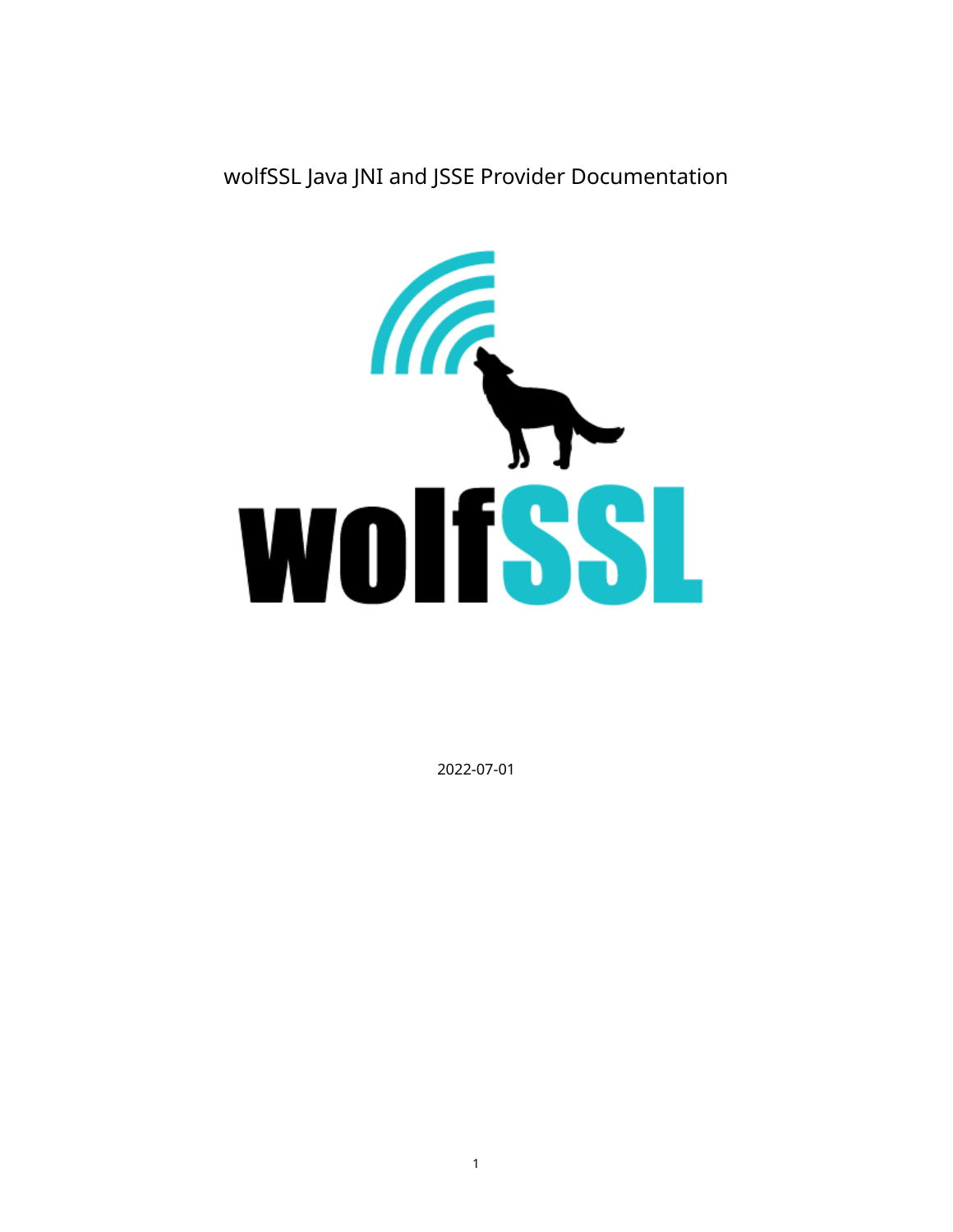# wolfSSL Java JNI and JSSE Provider Documentation

2022-07-01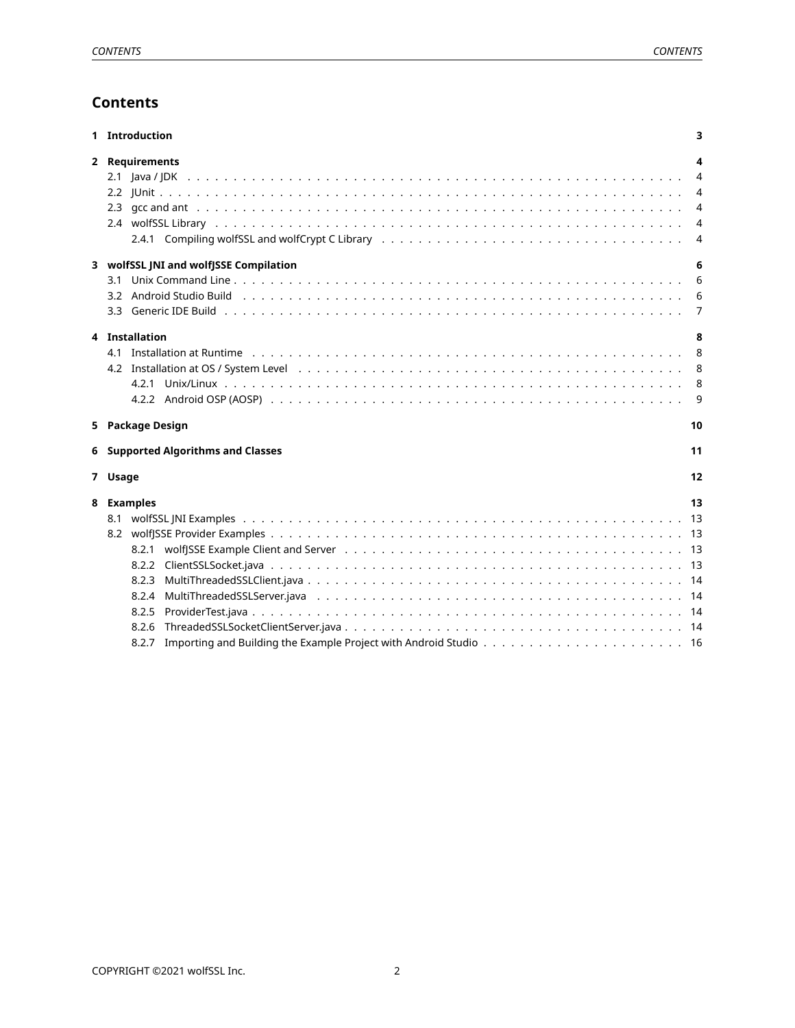# Contents

**1 Introduction** **3**

**2 Requirements** **4**

- 2.1 Java / JDK . . . 4
- 2.2 JUnit . . . 4
- 2.3 gcc and ant . . . 4
- 2.4 wolfSSL Library . . . 4
  - 2.4.1 Compiling wolfSSL and wolfCrypt C Library . . . 4

**3 wolfSSL JNI and wolfJSSE Compilation** **6**

- 3.1 Unix Command Line . . . 6
- 3.2 Android Studio Build . . . 6
- 3.3 Generic IDE Build . . . 7

**4 Installation** **8**

- 4.1 Installation at Runtime . . . 8
- 4.2 Installation at OS / System Level . . . 8
  - 4.2.1 Unix/Linux . . . 8
  - 4.2.2 Android OSP (AOSP) . . . 9

**5 Package Design** **10**

**6 Supported Algorithms and Classes** **11**

**7 Usage** **12**

**8 Examples** **13**

- 8.1 wolfSSL JNI Examples . . . 13
- 8.2 wolfJSSE Provider Examples . . . 13
  - 8.2.1 wolfJSSE Example Client and Server . . . 13
  - 8.2.2 ClientSSLSocket.java . . . 13
  - 8.2.3 MultiThreadedSSLClient.java . . . 14
  - 8.2.4 MultiThreadedSSLServer.java . . . 14
  - 8.2.5 ProviderTest.java . . . 14
  - 8.2.6 ThreadedSSLSocketClientServer.java . . . 14
  - 8.2.7 Importing and Building the Example Project with Android Studio . . . 16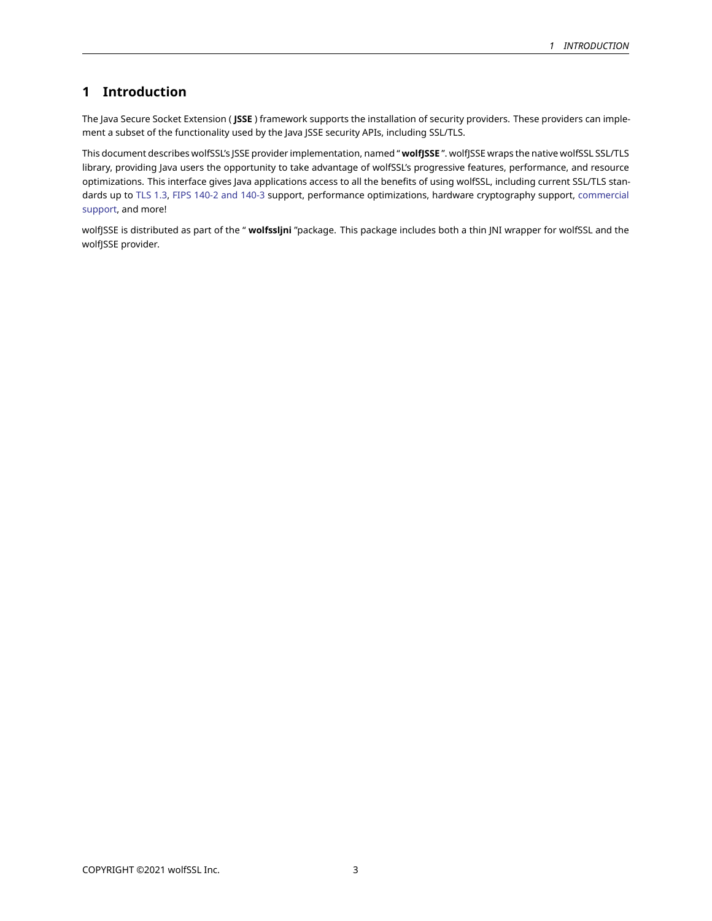# 1 Introduction

The Java Secure Socket Extension ( **JSSE** ) framework supports the installation of security providers. These providers can implement a subset of the functionality used by the Java JSSE security APIs, including SSL/TLS.

This document describes wolfSSL's JSSE provider implementation, named " **wolfJSSE** ". wolfJSSE wraps the native wolfSSL SSL/TLS library, providing Java users the opportunity to take advantage of wolfSSL's progressive features, performance, and resource optimizations. This interface gives Java applications access to all the benefits of using wolfSSL, including current SSL/TLS standards up to TLS 1.3, FIPS 140-2 and 140-3 support, performance optimizations, hardware cryptography support, commercial support, and more!

wolfJSSE is distributed as part of the " **wolfssljni** "package. This package includes both a thin JNI wrapper for wolfSSL and the wolfJSSE provider.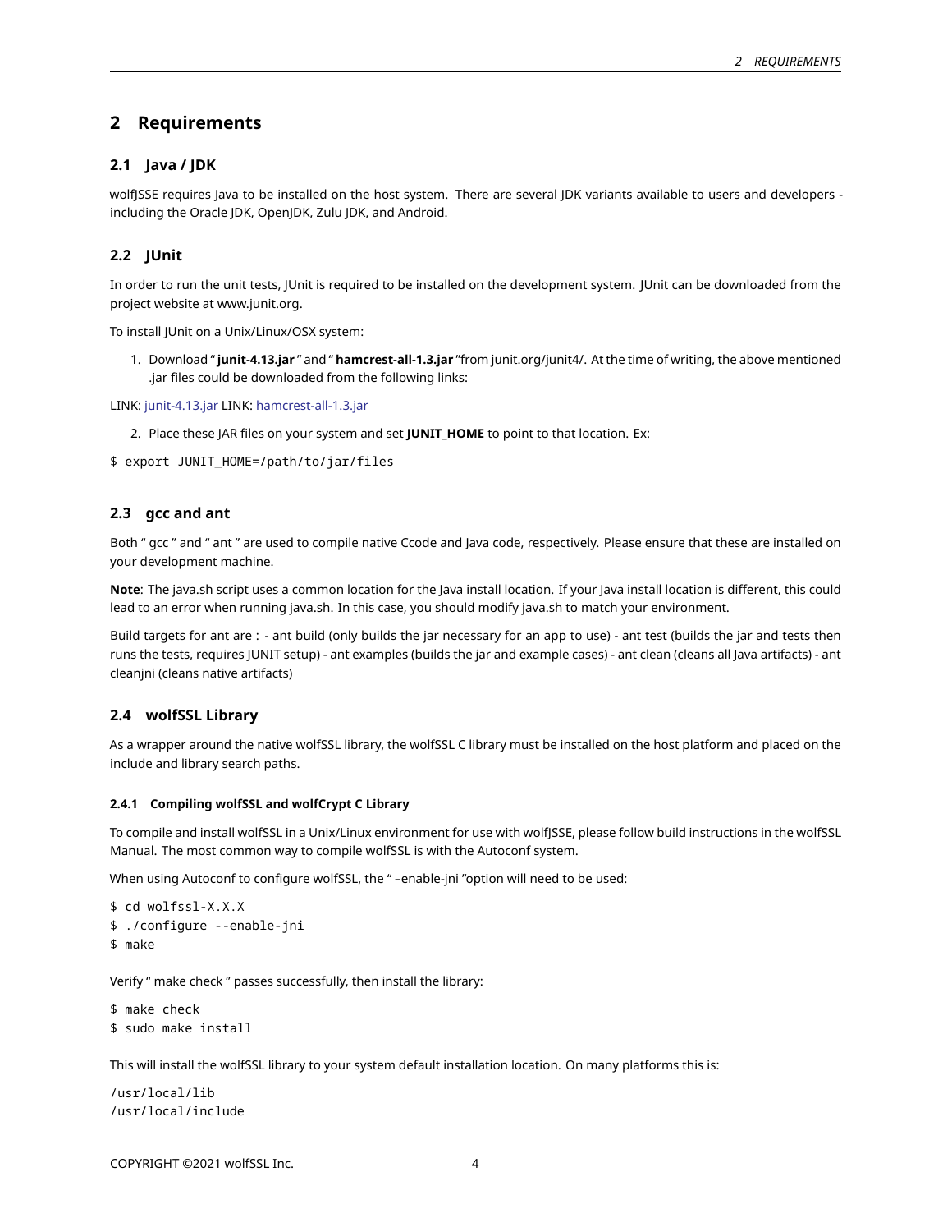# 2 Requirements

## 2.1 Java / JDK

wolfJSSE requires Java to be installed on the host system. There are several JDK variants available to users and developers - including the Oracle JDK, OpenJDK, Zulu JDK, and Android.

## 2.2 JUnit

In order to run the unit tests, JUnit is required to be installed on the development system. JUnit can be downloaded from the project website at www.junit.org.

To install JUnit on a Unix/Linux/OSX system:

1. Download " **junit-4.13.jar** " and " **hamcrest-all-1.3.jar** "from junit.org/junit4/. At the time of writing, the above mentioned .jar files could be downloaded from the following links:

LINK: junit-4.13.jar LINK: hamcrest-all-1.3.jar

2. Place these JAR files on your system and set **JUNIT_HOME** to point to that location. Ex:

```
$ export JUNIT_HOME=/path/to/jar/files
```

## 2.3 gcc and ant

Both " gcc " and " ant " are used to compile native Ccode and Java code, respectively. Please ensure that these are installed on your development machine.

**Note**: The java.sh script uses a common location for the Java install location. If your Java install location is different, this could lead to an error when running java.sh. In this case, you should modify java.sh to match your environment.

Build targets for ant are : - ant build (only builds the jar necessary for an app to use) - ant test (builds the jar and tests then runs the tests, requires JUNIT setup) - ant examples (builds the jar and example cases) - ant clean (cleans all Java artifacts) - ant cleanjni (cleans native artifacts)

## 2.4 wolfSSL Library

As a wrapper around the native wolfSSL library, the wolfSSL C library must be installed on the host platform and placed on the include and library search paths.

### 2.4.1 Compiling wolfSSL and wolfCrypt C Library

To compile and install wolfSSL in a Unix/Linux environment for use with wolfJSSE, please follow build instructions in the wolfSSL Manual. The most common way to compile wolfSSL is with the Autoconf system.

When using Autoconf to configure wolfSSL, the " –enable-jni "option will need to be used:

```
$ cd wolfssl-X.X.X
$ ./configure --enable-jni
$ make
```

Verify " make check " passes successfully, then install the library:

```
$ make check
$ sudo make install
```

This will install the wolfSSL library to your system default installation location. On many platforms this is:

```
/usr/local/lib
/usr/local/include
```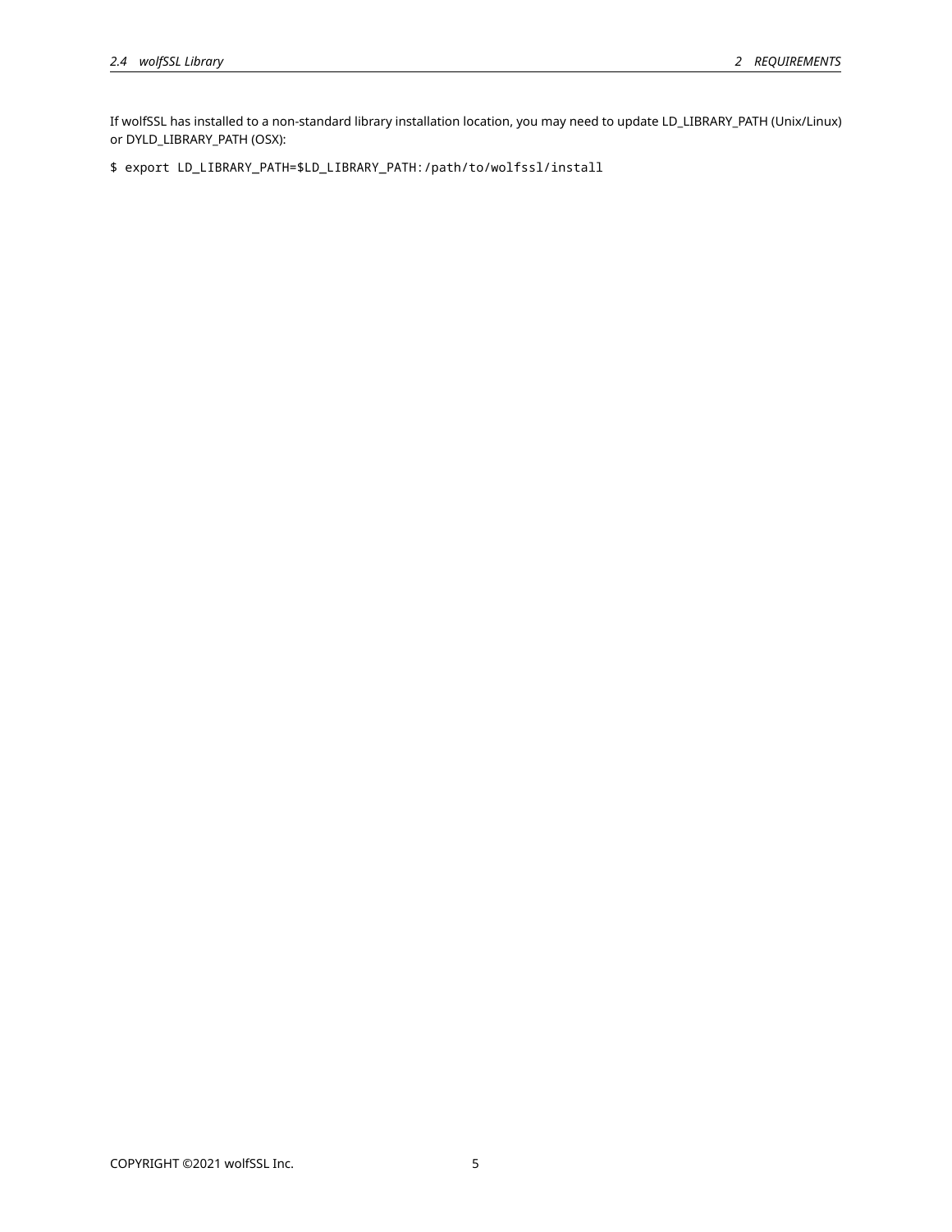If wolfSSL has installed to a non-standard library installation location, you may need to update LD_LIBRARY_PATH (Unix/Linux) or DYLD_LIBRARY_PATH (OSX):

```
$ export LD_LIBRARY_PATH=$LD_LIBRARY_PATH:/path/to/wolfssl/install
```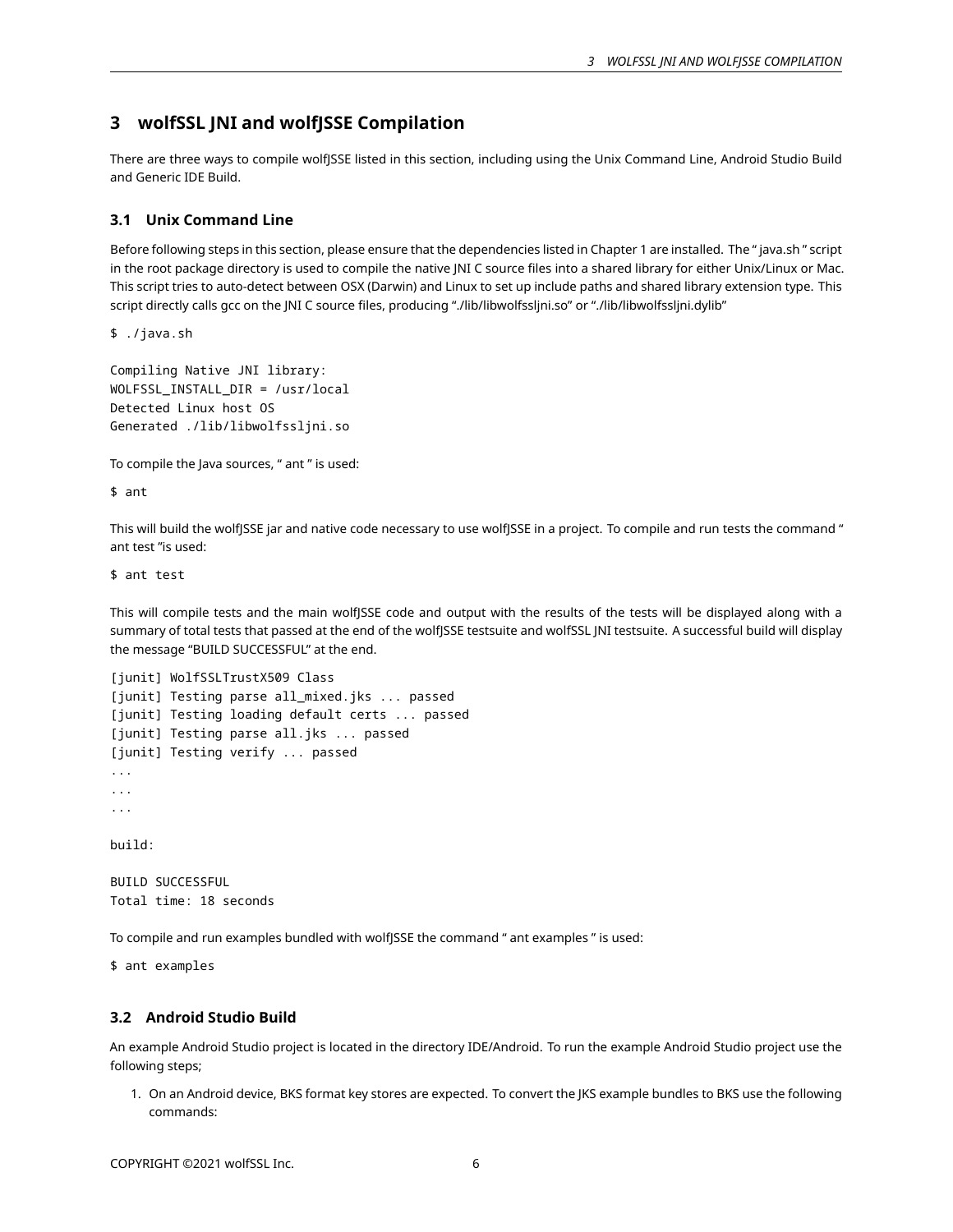# 3 wolfSSL JNI and wolfJSSE Compilation

There are three ways to compile wolfJSSE listed in this section, including using the Unix Command Line, Android Studio Build and Generic IDE Build.

## 3.1 Unix Command Line

Before following steps in this section, please ensure that the dependencies listed in Chapter 1 are installed. The " java.sh " script in the root package directory is used to compile the native JNI C source files into a shared library for either Unix/Linux or Mac. This script tries to auto-detect between OSX (Darwin) and Linux to set up include paths and shared library extension type. This script directly calls gcc on the JNI C source files, producing "./lib/libwolfssljni.so" or "./lib/libwolfssljni.dylib"

```
$ ./java.sh

Compiling Native JNI library:
WOLFSSL_INSTALL_DIR = /usr/local
Detected Linux host OS
Generated ./lib/libwolfssljni.so
```

To compile the Java sources, " ant " is used:

```
$ ant
```

This will build the wolfJSSE jar and native code necessary to use wolfJSSE in a project. To compile and run tests the command " ant test "is used:

```
$ ant test
```

This will compile tests and the main wolfJSSE code and output with the results of the tests will be displayed along with a summary of total tests that passed at the end of the wolfJSSE testsuite and wolfSSL JNI testsuite. A successful build will display the message "BUILD SUCCESSFUL" at the end.

```
[junit] WolfSSLTrustX509 Class
[junit] Testing parse all_mixed.jks ... passed
[junit] Testing loading default certs ... passed
[junit] Testing parse all.jks ... passed
[junit] Testing verify ... passed
...
...
...

build:

BUILD SUCCESSFUL
Total time: 18 seconds
```

To compile and run examples bundled with wolfJSSE the command " ant examples " is used:

```
$ ant examples
```

## 3.2 Android Studio Build

An example Android Studio project is located in the directory IDE/Android. To run the example Android Studio project use the following steps;

1. On an Android device, BKS format key stores are expected. To convert the JKS example bundles to BKS use the following commands: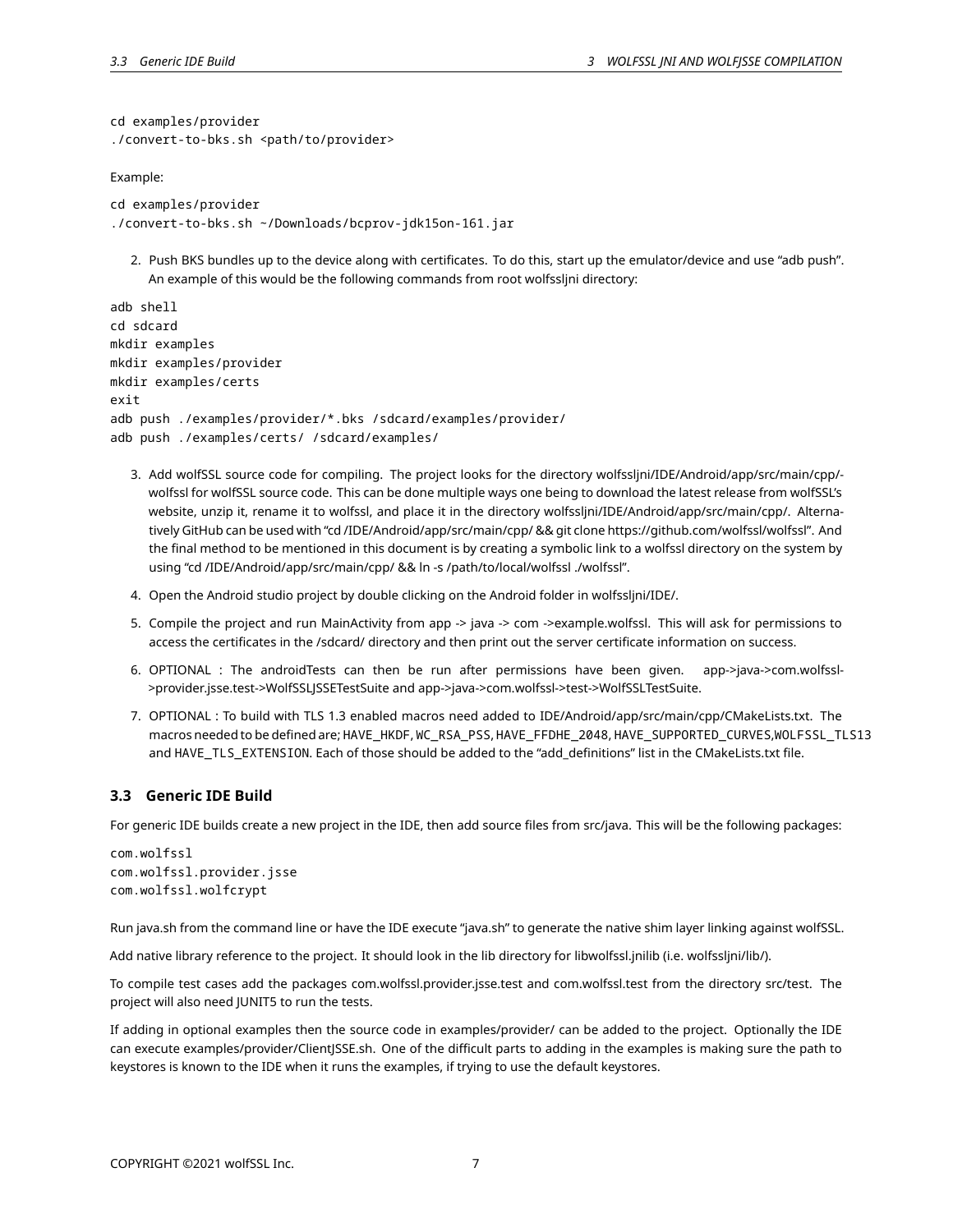```
cd examples/provider
./convert-to-bks.sh <path/to/provider>
```

Example:

```
cd examples/provider
./convert-to-bks.sh ~/Downloads/bcprov-jdk15on-161.jar
```

2. Push BKS bundles up to the device along with certificates. To do this, start up the emulator/device and use "adb push". An example of this would be the following commands from root wolfssljni directory:

```
adb shell
cd sdcard
mkdir examples
mkdir examples/provider
mkdir examples/certs
exit
adb push ./examples/provider/*.bks /sdcard/examples/provider/
adb push ./examples/certs/ /sdcard/examples/
```

3. Add wolfSSL source code for compiling. The project looks for the directory wolfssljni/IDE/Android/app/src/main/cpp/-wolfssl for wolfSSL source code. This can be done multiple ways one being to download the latest release from wolfSSL's website, unzip it, rename it to wolfssl, and place it in the directory wolfssljni/IDE/Android/app/src/main/cpp/. Alternatively GitHub can be used with "cd /IDE/Android/app/src/main/cpp/ && git clone https://github.com/wolfssl/wolfssl". And the final method to be mentioned in this document is by creating a symbolic link to a wolfssl directory on the system by using "cd /IDE/Android/app/src/main/cpp/ && ln -s /path/to/local/wolfssl ./wolfssl".
4. Open the Android studio project by double clicking on the Android folder in wolfssljni/IDE/.
5. Compile the project and run MainActivity from app -> java -> com ->example.wolfssl. This will ask for permissions to access the certificates in the /sdcard/ directory and then print out the server certificate information on success.
6. OPTIONAL : The androidTests can then be run after permissions have been given. app->java->com.wolfssl->provider.jsse.test->WolfSSLJSSETestSuite and app->java->com.wolfssl->test->WolfSSLTestSuite.
7. OPTIONAL : To build with TLS 1.3 enabled macros need added to IDE/Android/app/src/main/cpp/CMakeLists.txt. The macros needed to be defined are; `HAVE_HKDF`, `WC_RSA_PSS`, `HAVE_FFDHE_2048`, `HAVE_SUPPORTED_CURVES`,`WOLFSSL_TLS13` and `HAVE_TLS_EXTENSION`. Each of those should be added to the "add_definitions" list in the CMakeLists.txt file.

### 3.3 Generic IDE Build

For generic IDE builds create a new project in the IDE, then add source files from src/java. This will be the following packages:

```
com.wolfssl
com.wolfssl.provider.jsse
com.wolfssl.wolfcrypt
```

Run java.sh from the command line or have the IDE execute "java.sh" to generate the native shim layer linking against wolfSSL.

Add native library reference to the project. It should look in the lib directory for libwolfssl.jnilib (i.e. wolfssljni/lib/).

To compile test cases add the packages com.wolfssl.provider.jsse.test and com.wolfssl.test from the directory src/test. The project will also need JUNIT5 to run the tests.

If adding in optional examples then the source code in examples/provider/ can be added to the project. Optionally the IDE can execute examples/provider/ClientJSSE.sh. One of the difficult parts to adding in the examples is making sure the path to keystores is known to the IDE when it runs the examples, if trying to use the default keystores.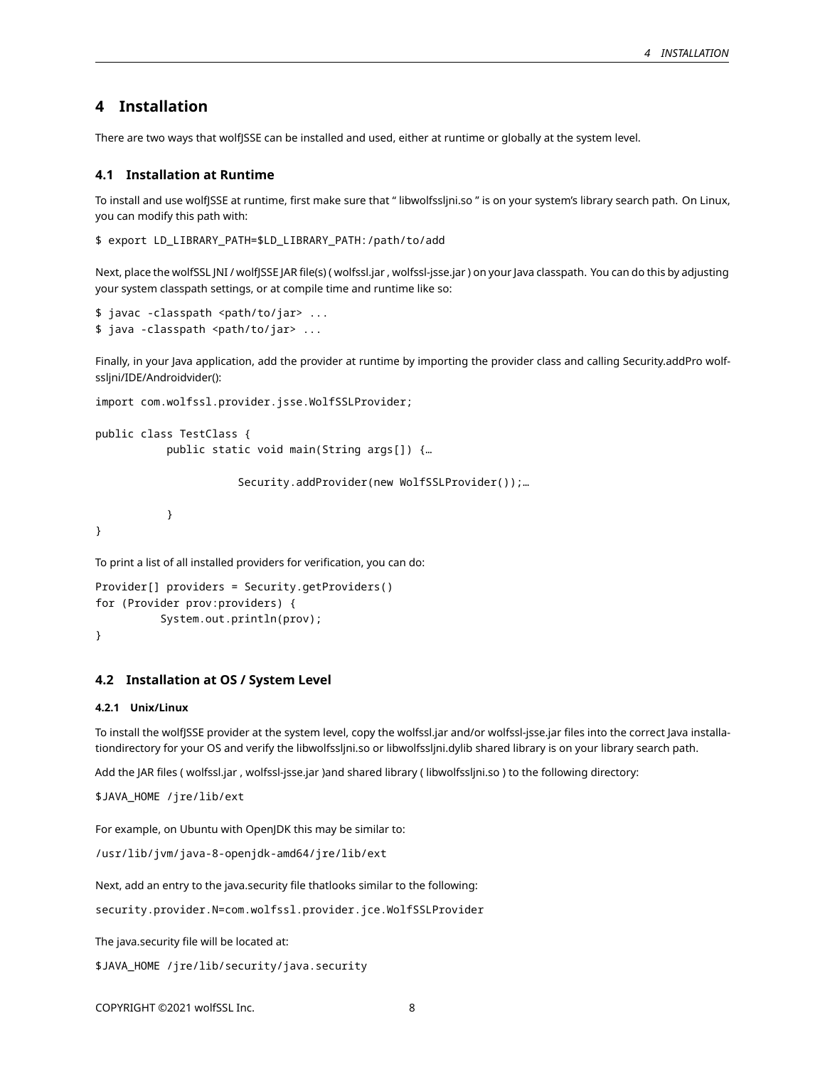# 4 Installation

There are two ways that wolfJSSE can be installed and used, either at runtime or globally at the system level.

## 4.1 Installation at Runtime

To install and use wolfJSSE at runtime, first make sure that " libwolfssljni.so " is on your system's library search path. On Linux, you can modify this path with:

```
$ export LD_LIBRARY_PATH=$LD_LIBRARY_PATH:/path/to/add
```

Next, place the wolfSSL JNI / wolfJSSE JAR file(s) ( wolfssl.jar , wolfssl-jsse.jar ) on your Java classpath. You can do this by adjusting your system classpath settings, or at compile time and runtime like so:

```
$ javac -classpath <path/to/jar> ...
$ java -classpath <path/to/jar> ...
```

Finally, in your Java application, add the provider at runtime by importing the provider class and calling Security.addPro wolfssljni/IDE/Androidvider():

```
import com.wolfssl.provider.jsse.WolfSSLProvider;

public class TestClass {
        public static void main(String args[]) {…

                Security.addProvider(new WolfSSLProvider());…

        }
}
```

To print a list of all installed providers for verification, you can do:

```
Provider[] providers = Security.getProviders()
for (Provider prov:providers) {
        System.out.println(prov);
}
```

## 4.2 Installation at OS / System Level

### 4.2.1 Unix/Linux

To install the wolfJSSE provider at the system level, copy the wolfssl.jar and/or wolfssl-jsse.jar files into the correct Java installationdirectory for your OS and verify the libwolfssljni.so or libwolfssljni.dylib shared library is on your library search path.

Add the JAR files ( wolfssl.jar , wolfssl-jsse.jar )and shared library ( libwolfssljni.so ) to the following directory:

```
$JAVA_HOME /jre/lib/ext
```

For example, on Ubuntu with OpenJDK this may be similar to:

```
/usr/lib/jvm/java-8-openjdk-amd64/jre/lib/ext
```

Next, add an entry to the java.security file thatlooks similar to the following:

```
security.provider.N=com.wolfssl.provider.jce.WolfSSLProvider
```

The java.security file will be located at:

```
$JAVA_HOME /jre/lib/security/java.security
```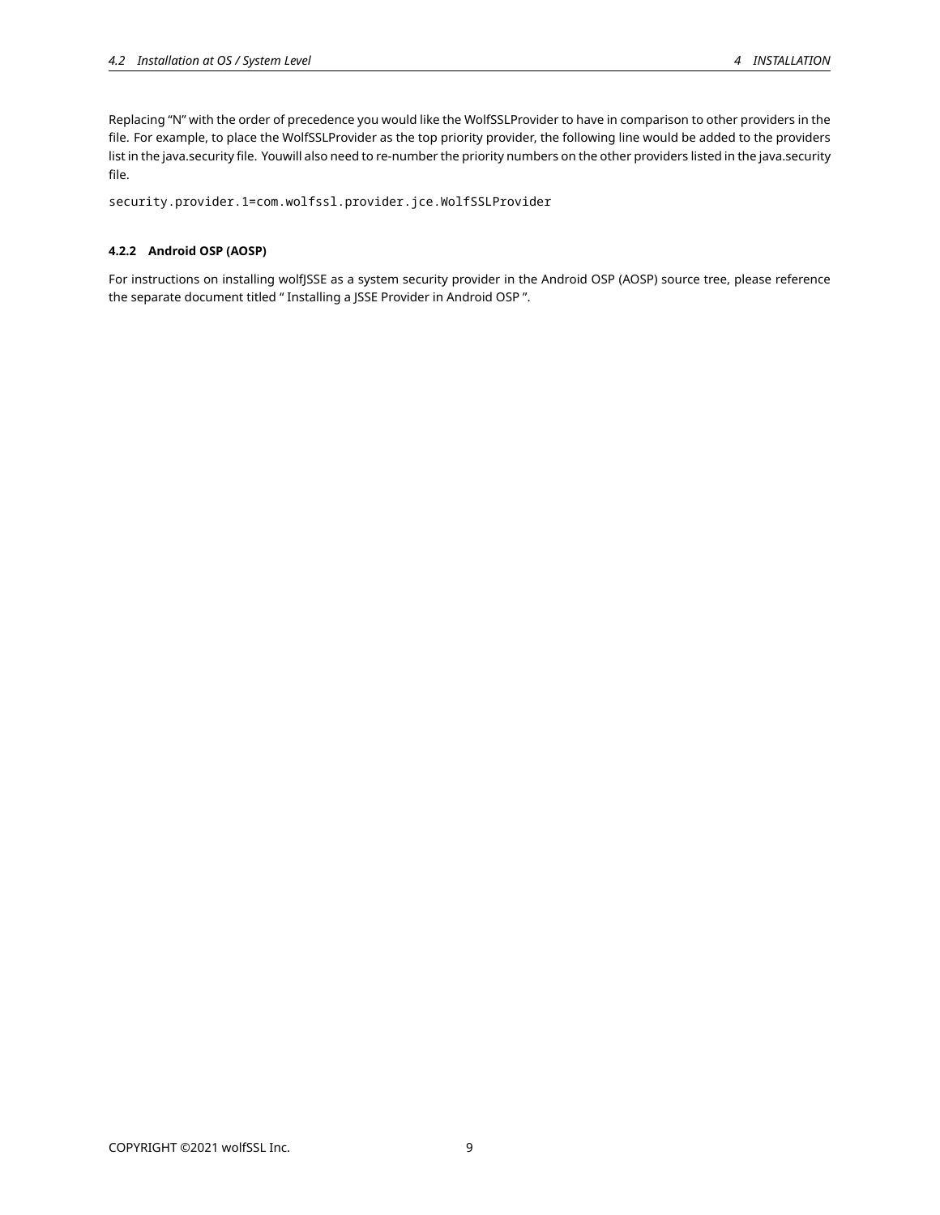Replacing "N" with the order of precedence you would like the WolfSSLProvider to have in comparison to other providers in the file. For example, to place the WolfSSLProvider as the top priority provider, the following line would be added to the providers list in the java.security file. Youwill also need to re-number the priority numbers on the other providers listed in the java.security file.

```
security.provider.1=com.wolfssl.provider.jce.WolfSSLProvider
```

#### 4.2.2 Android OSP (AOSP)

For instructions on installing wolfJSSE as a system security provider in the Android OSP (AOSP) source tree, please reference the separate document titled " Installing a JSSE Provider in Android OSP ".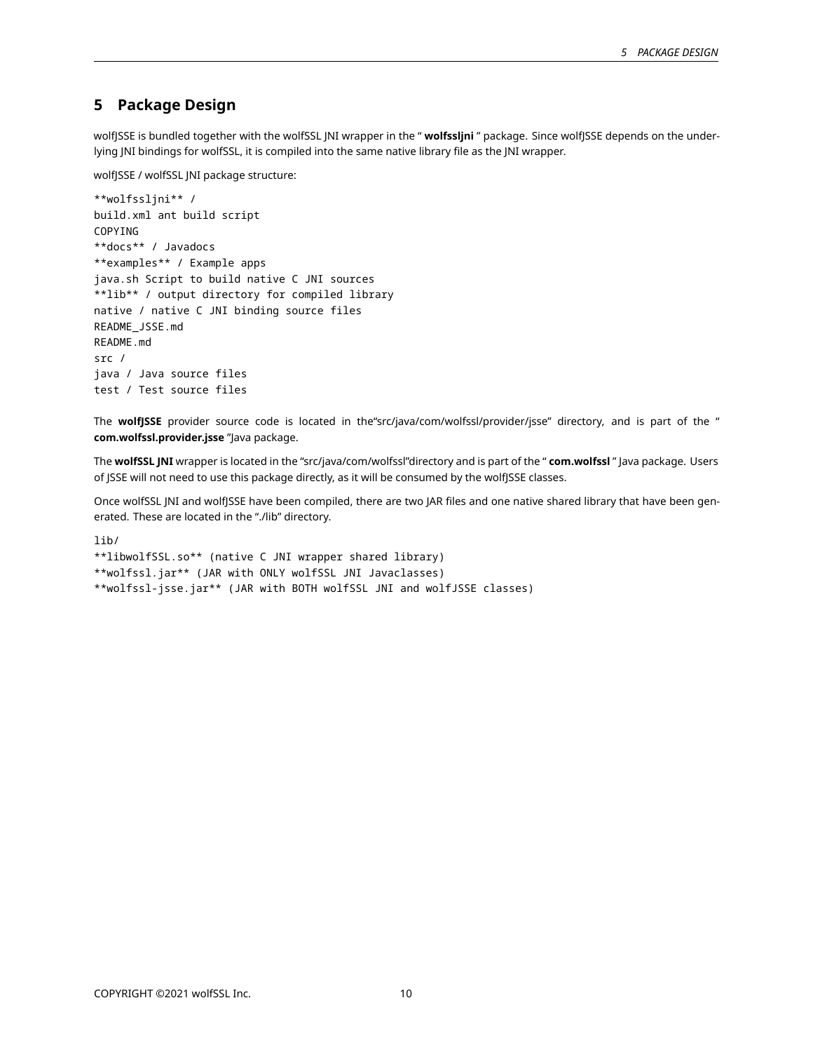# 5 Package Design

wolfJSSE is bundled together with the wolfSSL JNI wrapper in the " **wolfssljni** " package. Since wolfJSSE depends on the underlying JNI bindings for wolfSSL, it is compiled into the same native library file as the JNI wrapper.

wolfJSSE / wolfSSL JNI package structure:

```
**wolfssljni** /
build.xml ant build script
COPYING
**docs** / Javadocs
**examples** / Example apps
java.sh Script to build native C JNI sources
**lib** / output directory for compiled library
native / native C JNI binding source files
README_JSSE.md
README.md
src /
java / Java source files
test / Test source files
```

The **wolfJSSE** provider source code is located in the"src/java/com/wolfssl/provider/jsse" directory, and is part of the " **com.wolfssl.provider.jsse** "Java package.

The **wolfSSL JNI** wrapper is located in the "src/java/com/wolfssl"directory and is part of the " **com.wolfssl** " Java package. Users of JSSE will not need to use this package directly, as it will be consumed by the wolfJSSE classes.

Once wolfSSL JNI and wolfJSSE have been compiled, there are two JAR files and one native shared library that have been generated. These are located in the "./lib" directory.

```
lib/
**libwolfSSL.so** (native C JNI wrapper shared library)
**wolfssl.jar** (JAR with ONLY wolfSSL JNI Javaclasses)
**wolfssl-jsse.jar** (JAR with BOTH wolfSSL JNI and wolfJSSE classes)
```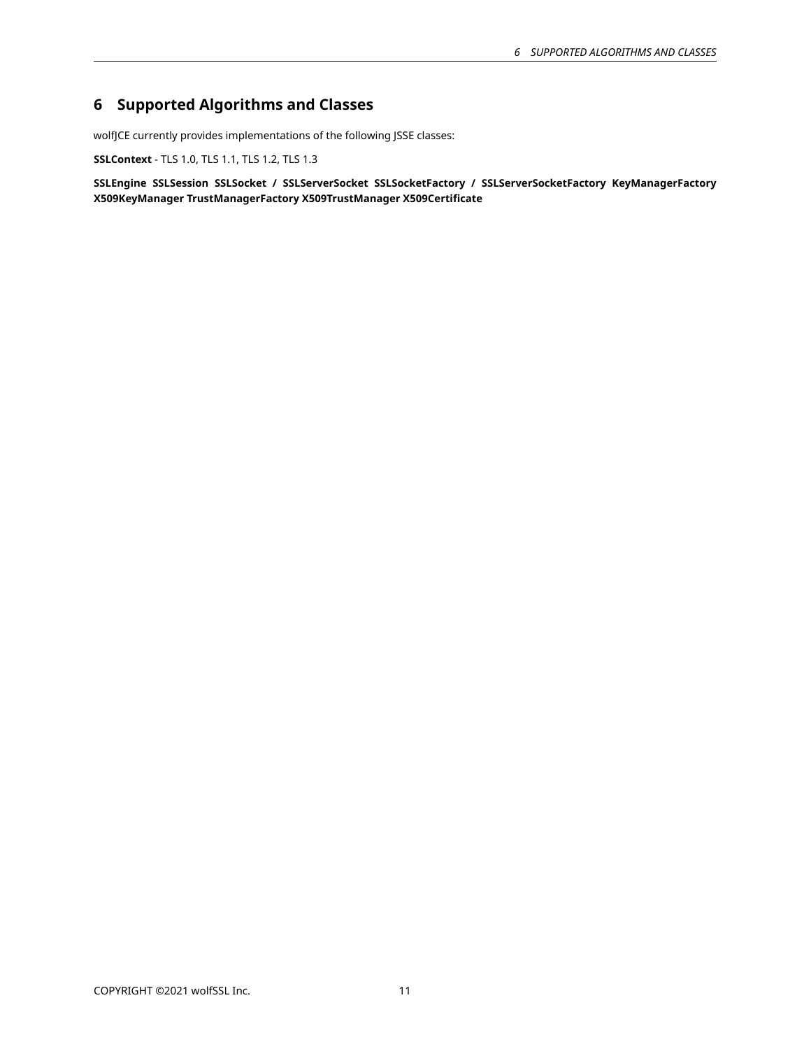# 6 Supported Algorithms and Classes

wolfJCE currently provides implementations of the following JSSE classes:

**SSLContext** - TLS 1.0, TLS 1.1, TLS 1.2, TLS 1.3

**SSLEngine SSLSession SSLSocket / SSLServerSocket SSLSocketFactory / SSLServerSocketFactory KeyManagerFactory X509KeyManager TrustManagerFactory X509TrustManager X509Certificate**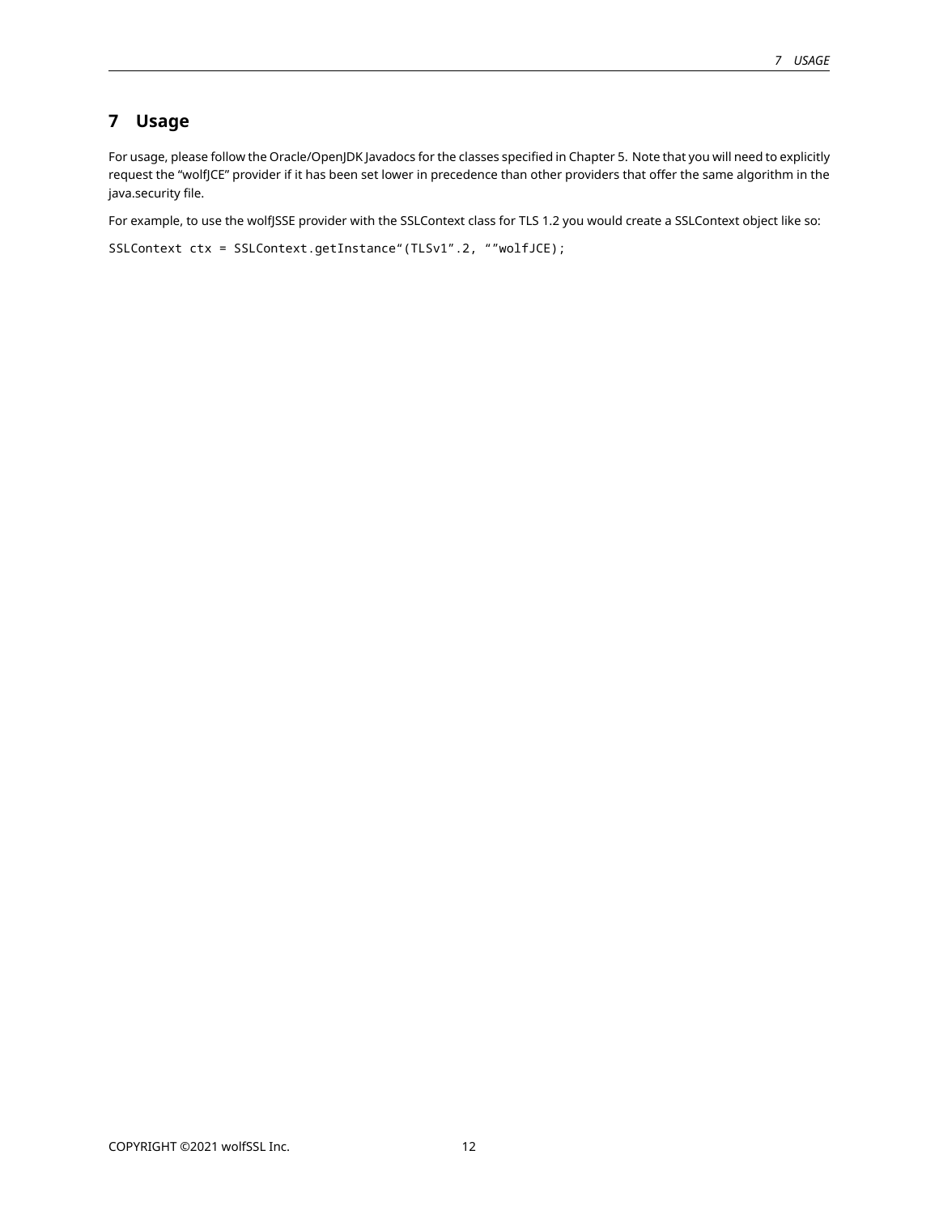# 7 Usage

For usage, please follow the Oracle/OpenJDK Javadocs for the classes specified in Chapter 5. Note that you will need to explicitly request the "wolfJCE" provider if it has been set lower in precedence than other providers that offer the same algorithm in the java.security file.

For example, to use the wolfJSSE provider with the SSLContext class for TLS 1.2 you would create a SSLContext object like so:

```
SSLContext ctx = SSLContext.getInstance“(TLSv1”.2, “”wolfJCE);
```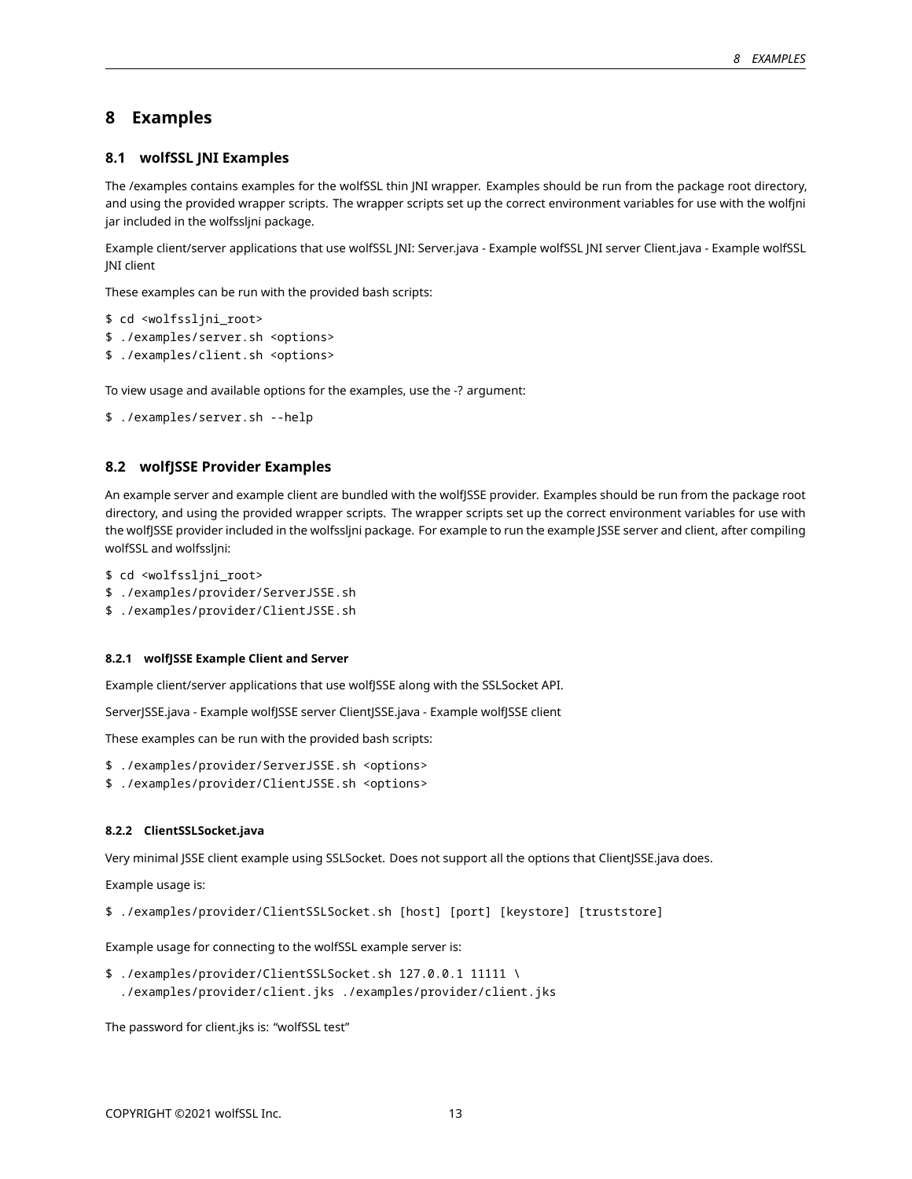# 8 Examples

## 8.1 wolfSSL JNI Examples

The /examples contains examples for the wolfSSL thin JNI wrapper. Examples should be run from the package root directory, and using the provided wrapper scripts. The wrapper scripts set up the correct environment variables for use with the wolfjni jar included in the wolfssljni package.

Example client/server applications that use wolfSSL JNI: Server.java - Example wolfSSL JNI server Client.java - Example wolfSSL JNI client

These examples can be run with the provided bash scripts:

```
$ cd <wolfssljni_root>
$ ./examples/server.sh <options>
$ ./examples/client.sh <options>
```

To view usage and available options for the examples, use the -? argument:

```
$ ./examples/server.sh --help
```

## 8.2 wolfJSSE Provider Examples

An example server and example client are bundled with the wolfJSSE provider. Examples should be run from the package root directory, and using the provided wrapper scripts. The wrapper scripts set up the correct environment variables for use with the wolfJSSE provider included in the wolfssljni package. For example to run the example JSSE server and client, after compiling wolfSSL and wolfssljni:

```
$ cd <wolfssljni_root>
$ ./examples/provider/ServerJSSE.sh
$ ./examples/provider/ClientJSSE.sh
```

### 8.2.1 wolfJSSE Example Client and Server

Example client/server applications that use wolfJSSE along with the SSLSocket API.

ServerJSSE.java - Example wolfJSSE server ClientJSSE.java - Example wolfJSSE client

These examples can be run with the provided bash scripts:

```
$ ./examples/provider/ServerJSSE.sh <options>
$ ./examples/provider/ClientJSSE.sh <options>
```

### 8.2.2 ClientSSLSocket.java

Very minimal JSSE client example using SSLSocket. Does not support all the options that ClientJSSE.java does.

Example usage is:

```
$ ./examples/provider/ClientSSLSocket.sh [host] [port] [keystore] [truststore]
```

Example usage for connecting to the wolfSSL example server is:

```
$ ./examples/provider/ClientSSLSocket.sh 127.0.0.1 11111 \
  ./examples/provider/client.jks ./examples/provider/client.jks
```

The password for client.jks is: "wolfSSL test"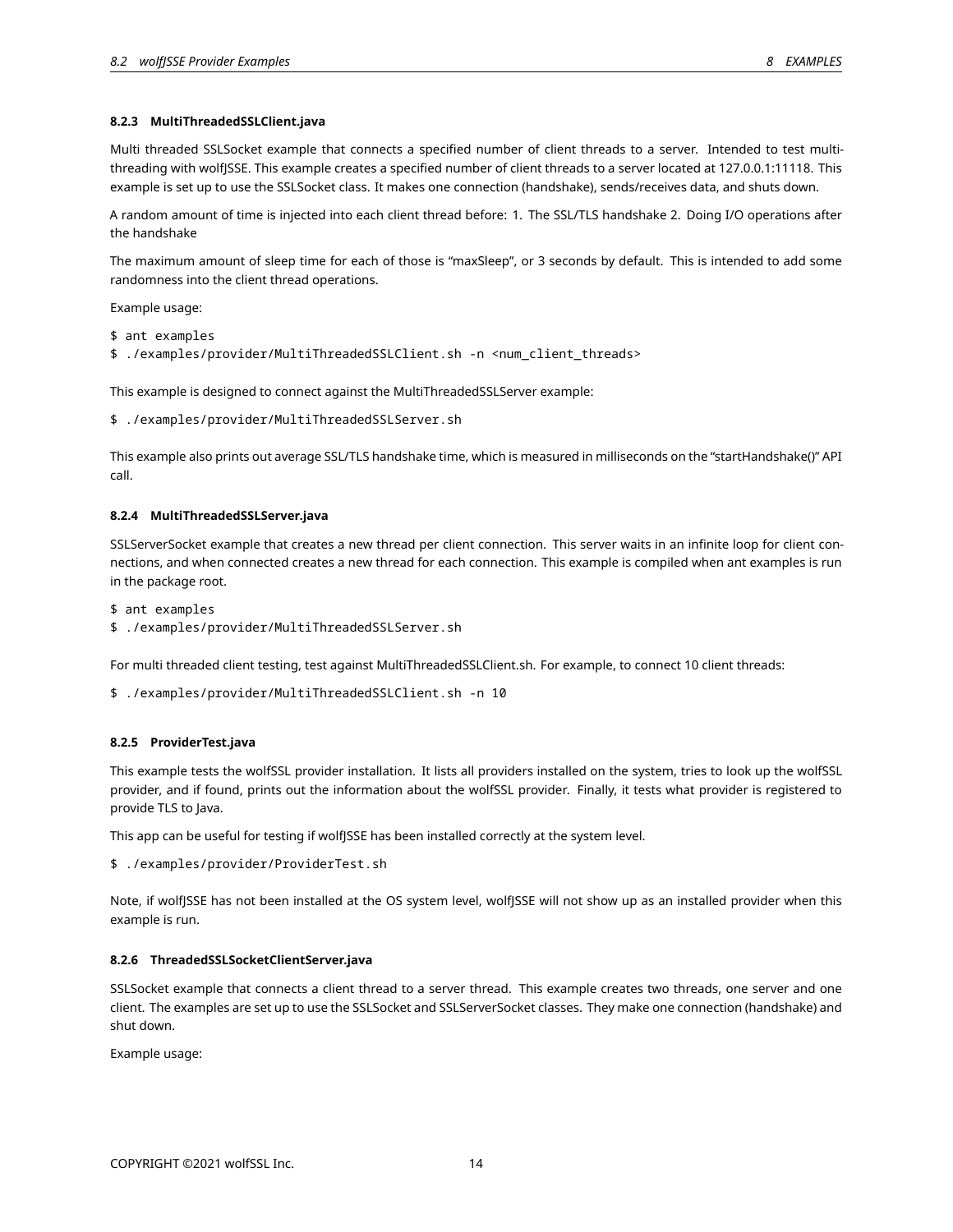#### 8.2.3 MultiThreadedSSLClient.java

Multi threaded SSLSocket example that connects a specified number of client threads to a server. Intended to test multi-threading with wolfJSSE. This example creates a specified number of client threads to a server located at 127.0.0.1:11118. This example is set up to use the SSLSocket class. It makes one connection (handshake), sends/receives data, and shuts down.

A random amount of time is injected into each client thread before: 1. The SSL/TLS handshake 2. Doing I/O operations after the handshake

The maximum amount of sleep time for each of those is "maxSleep", or 3 seconds by default. This is intended to add some randomness into the client thread operations.

Example usage:

```
$ ant examples
$ ./examples/provider/MultiThreadedSSLClient.sh -n <num_client_threads>
```

This example is designed to connect against the MultiThreadedSSLServer example:

```
$ ./examples/provider/MultiThreadedSSLServer.sh
```

This example also prints out average SSL/TLS handshake time, which is measured in milliseconds on the "startHandshake()" API call.

#### 8.2.4 MultiThreadedSSLServer.java

SSLServerSocket example that creates a new thread per client connection. This server waits in an infinite loop for client connections, and when connected creates a new thread for each connection. This example is compiled when ant examples is run in the package root.

```
$ ant examples
$ ./examples/provider/MultiThreadedSSLServer.sh
```

For multi threaded client testing, test against MultiThreadedSSLClient.sh. For example, to connect 10 client threads:

```
$ ./examples/provider/MultiThreadedSSLClient.sh -n 10
```

#### 8.2.5 ProviderTest.java

This example tests the wolfSSL provider installation. It lists all providers installed on the system, tries to look up the wolfSSL provider, and if found, prints out the information about the wolfSSL provider. Finally, it tests what provider is registered to provide TLS to Java.

This app can be useful for testing if wolfJSSE has been installed correctly at the system level.

```
$ ./examples/provider/ProviderTest.sh
```

Note, if wolfJSSE has not been installed at the OS system level, wolfJSSE will not show up as an installed provider when this example is run.

#### 8.2.6 ThreadedSSLSocketClientServer.java

SSLSocket example that connects a client thread to a server thread. This example creates two threads, one server and one client. The examples are set up to use the SSLSocket and SSLServerSocket classes. They make one connection (handshake) and shut down.

Example usage: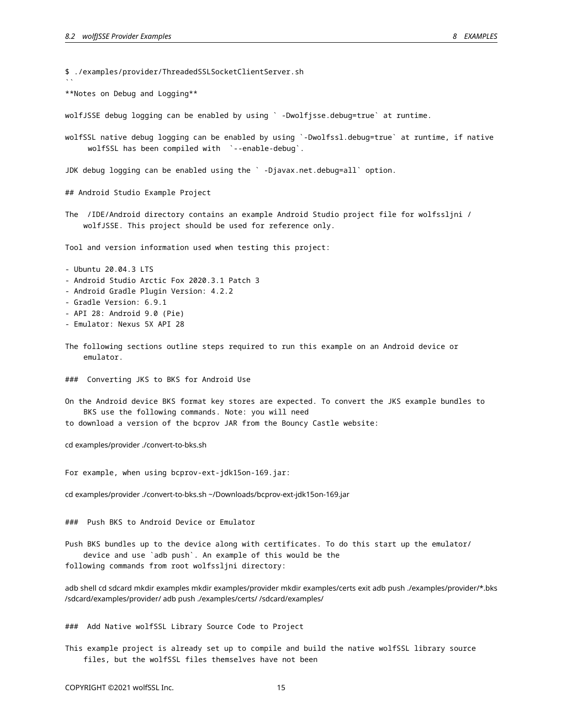```
$ ./examples/provider/ThreadedSSLSocketClientServer.sh
```

**Notes on Debug and Logging**

wolfJSSE debug logging can be enabled by using ` -Dwolfjsse.debug=true` at runtime.

wolfSSL native debug logging can be enabled by using `-Dwolfssl.debug=true` at runtime, if native wolfSSL has been compiled with `--enable-debug`.

JDK debug logging can be enabled using the ` -Djavax.net.debug=all` option.

## Android Studio Example Project

The /IDE/Android directory contains an example Android Studio project file for wolfssljni / wolfJSSE. This project should be used for reference only.

Tool and version information used when testing this project:

- Ubuntu 20.04.3 LTS
- Android Studio Arctic Fox 2020.3.1 Patch 3
- Android Gradle Plugin Version: 4.2.2
- Gradle Version: 6.9.1
- API 28: Android 9.0 (Pie)
- Emulator: Nexus 5X API 28

The following sections outline steps required to run this example on an Android device or emulator.

### Converting JKS to BKS for Android Use

On the Android device BKS format key stores are expected. To convert the JKS example bundles to BKS use the following commands. Note: you will need
to download a version of the bcprov JAR from the Bouncy Castle website:

cd examples/provider ./convert-to-bks.sh

For example, when using bcprov-ext-jdk15on-169.jar:

cd examples/provider ./convert-to-bks.sh ~/Downloads/bcprov-ext-jdk15on-169.jar

### Push BKS to Android Device or Emulator

Push BKS bundles up to the device along with certificates. To do this start up the emulator/ device and use `adb push`. An example of this would be the
following commands from root wolfssljni directory:

adb shell cd sdcard mkdir examples mkdir examples/provider mkdir examples/certs exit adb push ./examples/provider/*.bks /sdcard/examples/provider/ adb push ./examples/certs/ /sdcard/examples/

### Add Native wolfSSL Library Source Code to Project

This example project is already set up to compile and build the native wolfSSL library source files, but the wolfSSL files themselves have not been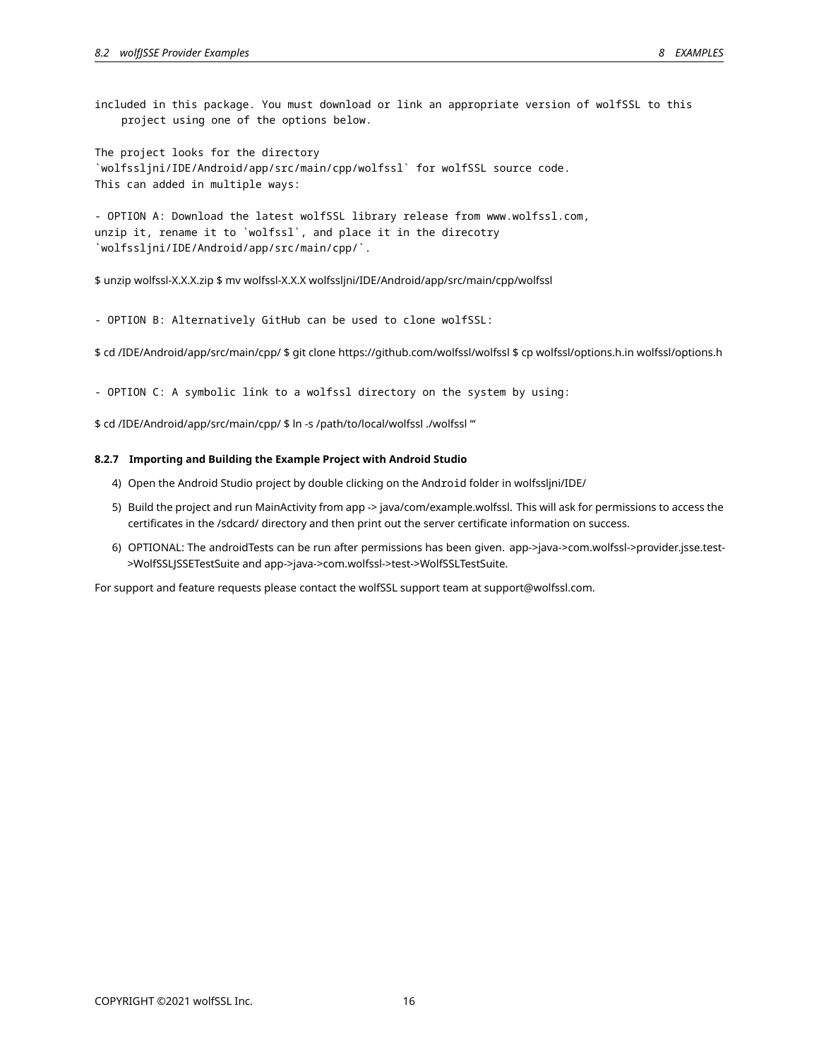```
included in this package. You must download or link an appropriate version of wolfSSL to this
    project using one of the options below.

The project looks for the directory
`wolfssljni/IDE/Android/app/src/main/cpp/wolfssl` for wolfSSL source code.
This can added in multiple ways:

- OPTION A: Download the latest wolfSSL library release from www.wolfssl.com,
unzip it, rename it to `wolfssl`, and place it in the direcotry
`wolfssljni/IDE/Android/app/src/main/cpp/`.
```

$ unzip wolfssl-X.X.X.zip $ mv wolfssl-X.X.X wolfssljni/IDE/Android/app/src/main/cpp/wolfssl

```
- OPTION B: Alternatively GitHub can be used to clone wolfSSL:
```

$ cd /IDE/Android/app/src/main/cpp/ $ git clone https://github.com/wolfssl/wolfssl $ cp wolfssl/options.h.in wolfssl/options.h

```
- OPTION C: A symbolic link to a wolfssl directory on the system by using:
```

$ cd /IDE/Android/app/src/main/cpp/ $ ln -s /path/to/local/wolfssl ./wolfssl "'

#### 8.2.7 Importing and Building the Example Project with Android Studio

4) Open the Android Studio project by double clicking on the `Android` folder in wolfssljni/IDE/
5) Build the project and run MainActivity from app -> java/com/example.wolfssl. This will ask for permissions to access the certificates in the /sdcard/ directory and then print out the server certificate information on success.
6) OPTIONAL: The androidTests can be run after permissions has been given. app->java->com.wolfssl->provider.jsse.test->WolfSSLJSSETestSuite and app->java->com.wolfssl->test->WolfSSLTestSuite.

For support and feature requests please contact the wolfSSL support team at support@wolfssl.com.